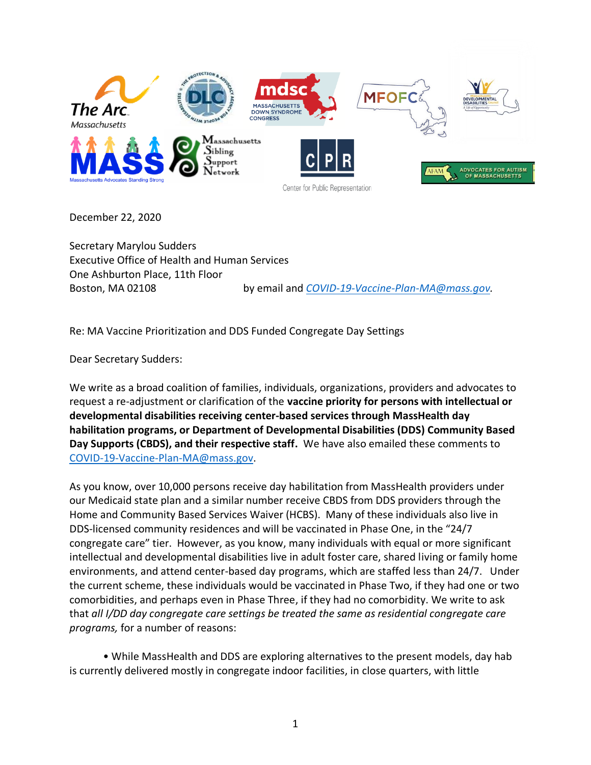December 22, 2020

Secretary Marylou Sudders
Executive Office of Health and Human Services
One Ashburton Place, 11th Floor
Boston, MA 02108 by email and *COVID-19-Vaccine-Plan-MA@mass.gov*.

Re: MA Vaccine Prioritization and DDS Funded Congregate Day Settings

Dear Secretary Sudders:

We write as a broad coalition of families, individuals, organizations, providers and advocates to request a re-adjustment or clarification of the **vaccine priority for persons with intellectual or developmental disabilities receiving center-based services through MassHealth day habilitation programs, or Department of Developmental Disabilities (DDS) Community Based Day Supports (CBDS), and their respective staff.** We have also emailed these comments to COVID-19-Vaccine-Plan-MA@mass.gov.

As you know, over 10,000 persons receive day habilitation from MassHealth providers under our Medicaid state plan and a similar number receive CBDS from DDS providers through the Home and Community Based Services Waiver (HCBS). Many of these individuals also live in DDS-licensed community residences and will be vaccinated in Phase One, in the "24/7 congregate care" tier. However, as you know, many individuals with equal or more significant intellectual and developmental disabilities live in adult foster care, shared living or family home environments, and attend center-based day programs, which are staffed less than 24/7. Under the current scheme, these individuals would be vaccinated in Phase Two, if they had one or two comorbidities, and perhaps even in Phase Three, if they had no comorbidity. We write to ask that *all I/DD day congregate care settings be treated the same as residential congregate care programs,* for a number of reasons:

- While MassHealth and DDS are exploring alternatives to the present models, day hab is currently delivered mostly in congregate indoor facilities, in close quarters, with little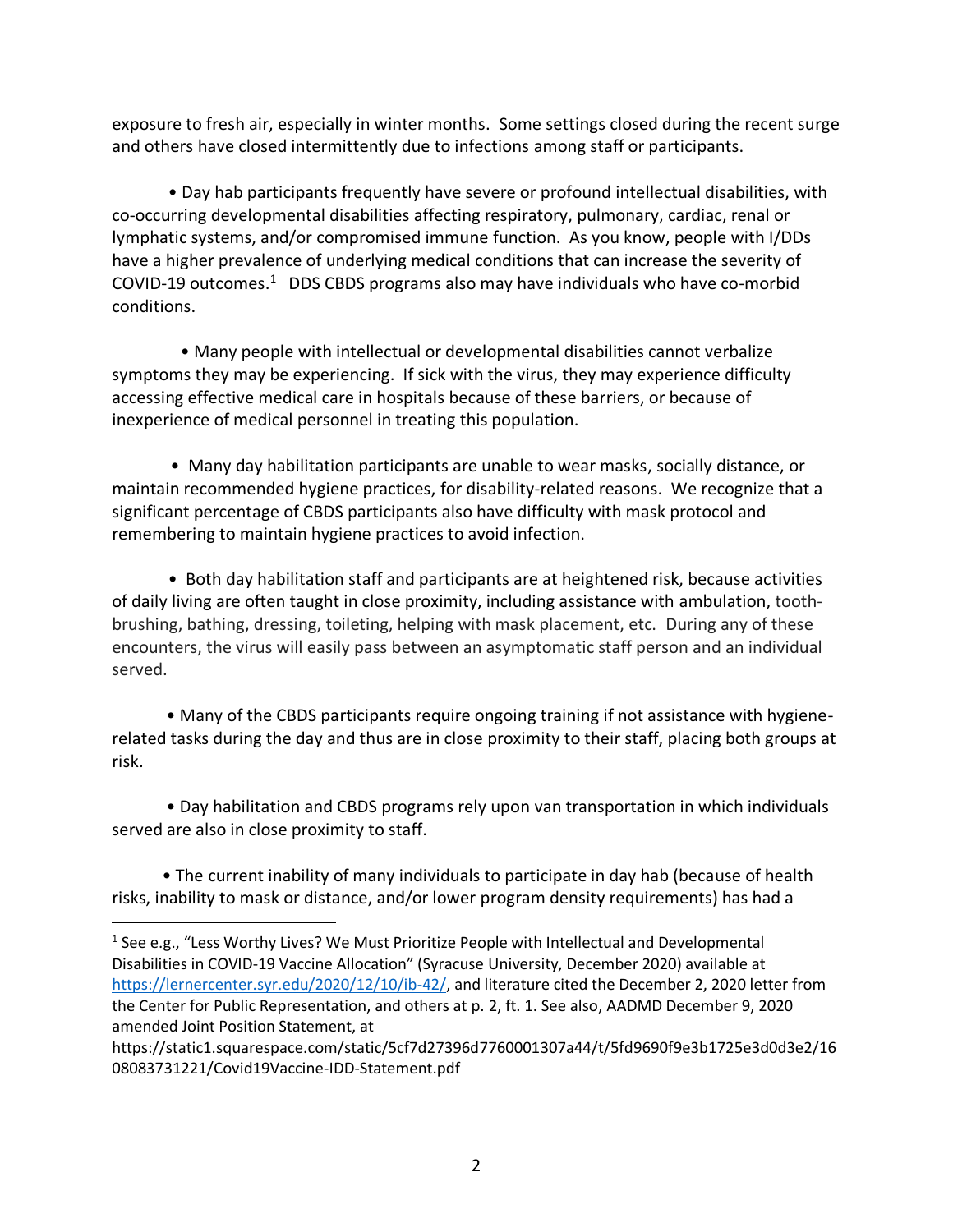exposure to fresh air, especially in winter months. Some settings closed during the recent surge and others have closed intermittently due to infections among staff or participants.

- Day hab participants frequently have severe or profound intellectual disabilities, with co-occurring developmental disabilities affecting respiratory, pulmonary, cardiac, renal or lymphatic systems, and/or compromised immune function. As you know, people with I/DDs have a higher prevalence of underlying medical conditions that can increase the severity of COVID-19 outcomes.[1] DDS CBDS programs also may have individuals who have co-morbid conditions.

- Many people with intellectual or developmental disabilities cannot verbalize symptoms they may be experiencing. If sick with the virus, they may experience difficulty accessing effective medical care in hospitals because of these barriers, or because of inexperience of medical personnel in treating this population.

- Many day habilitation participants are unable to wear masks, socially distance, or maintain recommended hygiene practices, for disability-related reasons. We recognize that a significant percentage of CBDS participants also have difficulty with mask protocol and remembering to maintain hygiene practices to avoid infection.

- Both day habilitation staff and participants are at heightened risk, because activities of daily living are often taught in close proximity, including assistance with ambulation, tooth-brushing, bathing, dressing, toileting, helping with mask placement, etc. During any of these encounters, the virus will easily pass between an asymptomatic staff person and an individual served.

- Many of the CBDS participants require ongoing training if not assistance with hygiene-related tasks during the day and thus are in close proximity to their staff, placing both groups at risk.

- Day habilitation and CBDS programs rely upon van transportation in which individuals served are also in close proximity to staff.

- The current inability of many individuals to participate in day hab (because of health risks, inability to mask or distance, and/or lower program density requirements) has had a

---

[1] See e.g., "Less Worthy Lives? We Must Prioritize People with Intellectual and Developmental Disabilities in COVID-19 Vaccine Allocation" (Syracuse University, December 2020) available at https://lernercenter.syr.edu/2020/12/10/ib-42/, and literature cited the December 2, 2020 letter from the Center for Public Representation, and others at p. 2, ft. 1. See also, AADMD December 9, 2020 amended Joint Position Statement, at https://static1.squarespace.com/static/5cf7d27396d7760001307a44/t/5fd9690f9e3b1725e3d0d3e2/1608083731221/Covid19Vaccine-IDD-Statement.pdf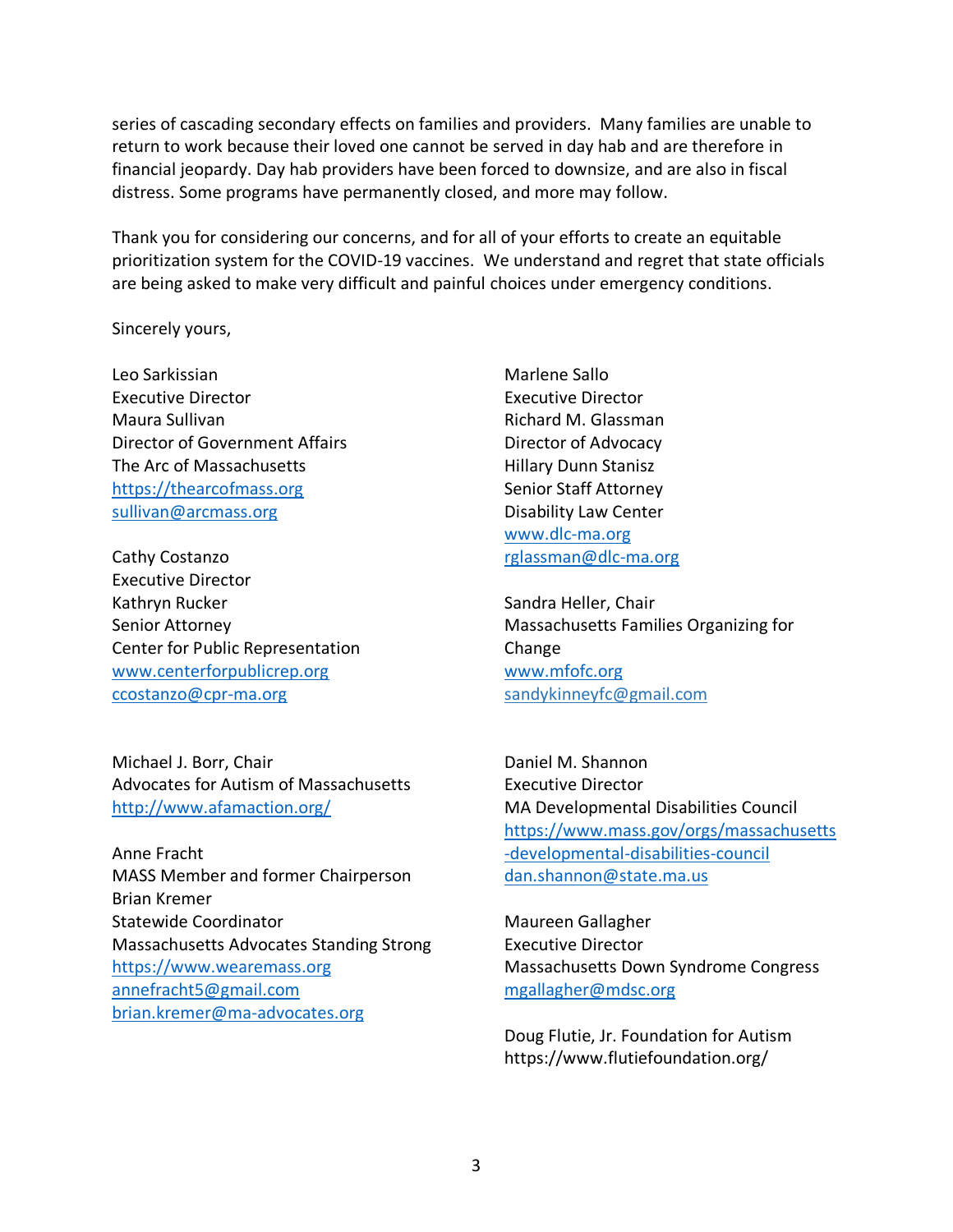series of cascading secondary effects on families and providers. Many families are unable to return to work because their loved one cannot be served in day hab and are therefore in financial jeopardy. Day hab providers have been forced to downsize, and are also in fiscal distress. Some programs have permanently closed, and more may follow.

Thank you for considering our concerns, and for all of your efforts to create an equitable prioritization system for the COVID-19 vaccines. We understand and regret that state officials are being asked to make very difficult and painful choices under emergency conditions.

Sincerely yours,

Leo Sarkissian
Executive Director
Maura Sullivan
Director of Government Affairs
The Arc of Massachusetts
https://thearcofmass.org
sullivan@arcmass.org

Cathy Costanzo
Executive Director
Kathryn Rucker
Senior Attorney
Center for Public Representation
www.centerforpublicrep.org
ccostanzo@cpr-ma.org

Michael J. Borr, Chair
Advocates for Autism of Massachusetts
http://www.afamaction.org/

Anne Fracht
MASS Member and former Chairperson
Brian Kremer
Statewide Coordinator
Massachusetts Advocates Standing Strong
https://www.wearemass.org
annefracht5@gmail.com
brian.kremer@ma-advocates.org

Marlene Sallo
Executive Director
Richard M. Glassman
Director of Advocacy
Hillary Dunn Stanisz
Senior Staff Attorney
Disability Law Center
www.dlc-ma.org
rglassman@dlc-ma.org

Sandra Heller, Chair
Massachusetts Families Organizing for Change
www.mfofc.org
sandykinneyfc@gmail.com

Daniel M. Shannon
Executive Director
MA Developmental Disabilities Council
https://www.mass.gov/orgs/massachusetts-developmental-disabilities-council
dan.shannon@state.ma.us

Maureen Gallagher
Executive Director
Massachusetts Down Syndrome Congress
mgallagher@mdsc.org

Doug Flutie, Jr. Foundation for Autism
https://www.flutiefoundation.org/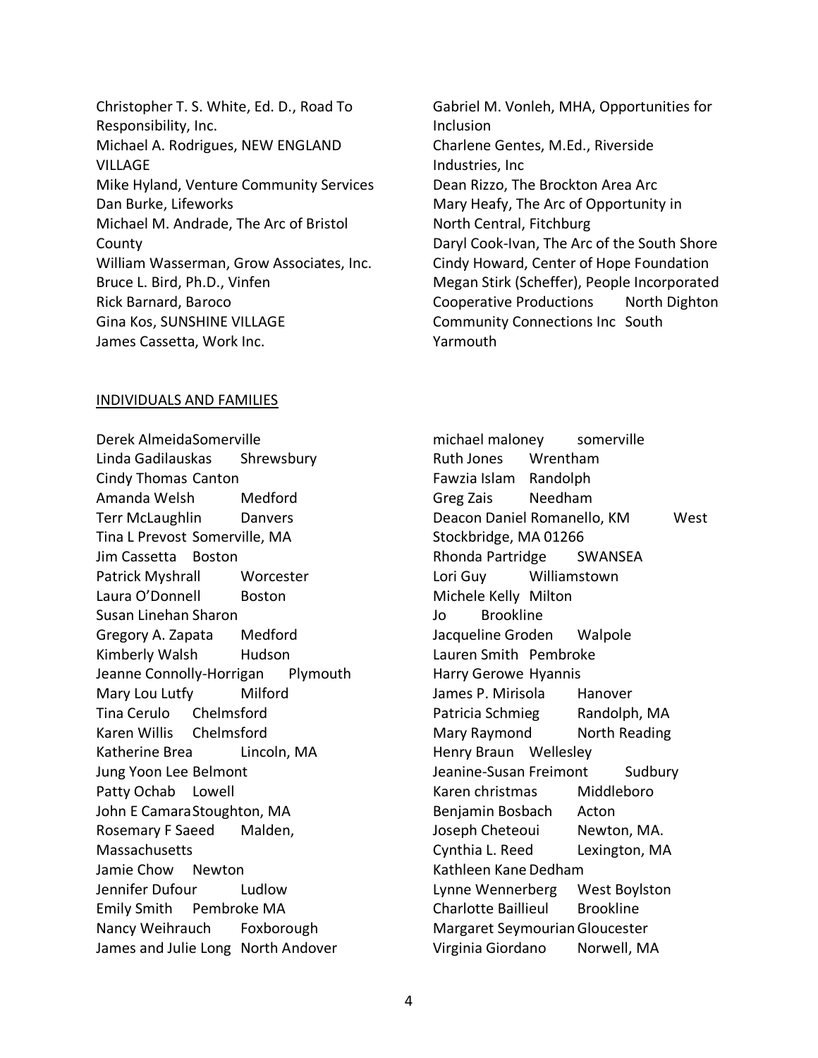Christopher T. S. White, Ed. D., Road To Responsibility, Inc.
Michael A. Rodrigues, NEW ENGLAND VILLAGE
Mike Hyland, Venture Community Services
Dan Burke, Lifeworks
Michael M. Andrade, The Arc of Bristol County
William Wasserman, Grow Associates, Inc.
Bruce L. Bird, Ph.D., Vinfen
Rick Barnard, Baroco
Gina Kos, SUNSHINE VILLAGE
James Cassetta, Work Inc.
Gabriel M. Vonleh, MHA, Opportunities for Inclusion
Charlene Gentes, M.Ed., Riverside Industries, Inc
Dean Rizzo, The Brockton Area Arc
Mary Heafy, The Arc of Opportunity in North Central, Fitchburg
Daryl Cook-Ivan, The Arc of the South Shore
Cindy Howard, Center of Hope Foundation
Megan Stirk (Scheffer), People Incorporated
Cooperative Productions North Dighton
Community Connections Inc South Yarmouth

INDIVIDUALS AND FAMILIES

Derek AlmeidaSomerville
Linda Gadilauskas Shrewsbury
Cindy Thomas Canton
Amanda Welsh Medford
Terr McLaughlin Danvers
Tina L Prevost Somerville, MA
Jim Cassetta Boston
Patrick Myshrall Worcester
Laura O'Donnell Boston
Susan Linehan Sharon
Gregory A. Zapata Medford
Kimberly Walsh Hudson
Jeanne Connolly-Horrigan Plymouth
Mary Lou Lutfy Milford
Tina Cerulo Chelmsford
Karen Willis Chelmsford
Katherine Brea Lincoln, MA
Jung Yoon Lee Belmont
Patty Ochab Lowell
John E CamaraStoughton, MA
Rosemary F Saeed Malden, Massachusetts
Jamie Chow Newton
Jennifer Dufour Ludlow
Emily Smith Pembroke MA
Nancy Weihrauch Foxborough
James and Julie Long North Andover
michael maloney somerville
Ruth Jones Wrentham
Fawzia Islam Randolph
Greg Zais Needham
Deacon Daniel Romanello, KM West Stockbridge, MA 01266
Rhonda Partridge SWANSEA
Lori Guy Williamstown
Michele Kelly Milton
Jo Brookline
Jacqueline Groden Walpole
Lauren Smith Pembroke
Harry Gerowe Hyannis
James P. Mirisola Hanover
Patricia Schmieg Randolph, MA
Mary Raymond North Reading
Henry Braun Wellesley
Jeanine-Susan Freimont Sudbury
Karen christmas Middleboro
Benjamin Bosbach Acton
Joseph Cheteoui Newton, MA.
Cynthia L. Reed Lexington, MA
Kathleen Kane Dedham
Lynne Wennerberg West Boylston
Charlotte Baillieul Brookline
Margaret SeymourianGloucester
Virginia Giordano Norwell, MA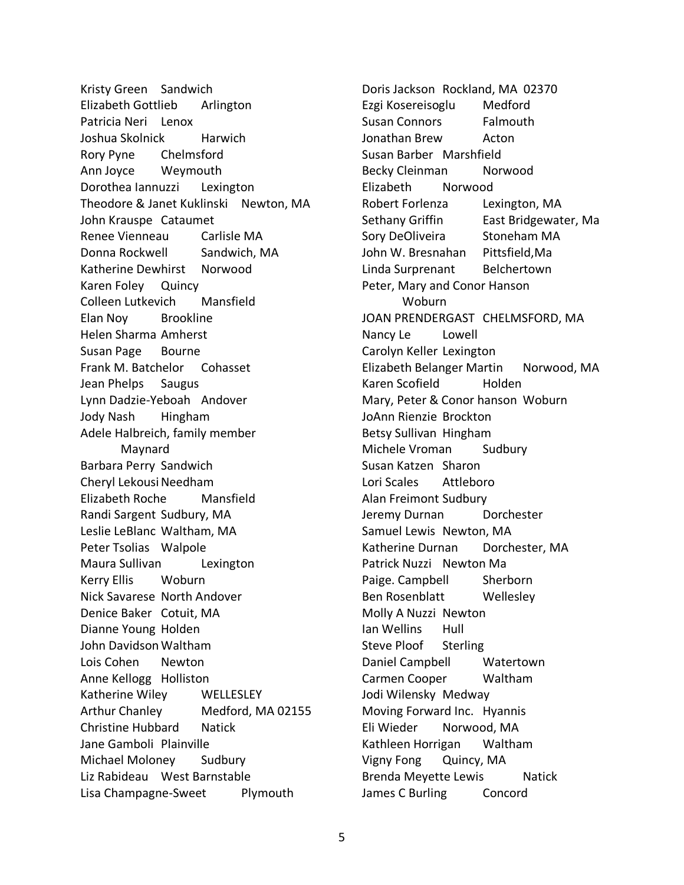Kristy Green Sandwich
Elizabeth Gottlieb Arlington
Patricia Neri Lenox
Joshua Skolnick Harwich
Rory Pyne Chelmsford
Ann Joyce Weymouth
Dorothea Iannuzzi Lexington
Theodore & Janet Kuklinski Newton, MA
John Krauspe Cataumet
Renee Vienneau Carlisle MA
Donna Rockwell Sandwich, MA
Katherine Dewhirst Norwood
Karen Foley Quincy
Colleen Lutkevich Mansfield
Elan Noy Brookline
Helen Sharma Amherst
Susan Page Bourne
Frank M. Batchelor Cohasset
Jean Phelps Saugus
Lynn Dadzie-Yeboah Andover
Jody Nash Hingham
Adele Halbreich, family member Maynard
Barbara Perry Sandwich
Cheryl Lekousi Needham
Elizabeth Roche Mansfield
Randi Sargent Sudbury, MA
Leslie LeBlanc Waltham, MA
Peter Tsolias Walpole
Maura Sullivan Lexington
Kerry Ellis Woburn
Nick Savarese North Andover
Denice Baker Cotuit, MA
Dianne Young Holden
John Davidson Waltham
Lois Cohen Newton
Anne Kellogg Holliston
Katherine Wiley WELLESLEY
Arthur Chanley Medford, MA 02155
Christine Hubbard Natick
Jane Gamboli Plainville
Michael Moloney Sudbury
Liz Rabideau West Barnstable
Lisa Champagne-Sweet Plymouth
Doris Jackson Rockland, MA 02370
Ezgi Kosereisoglu Medford
Susan Connors Falmouth
Jonathan Brew Acton
Susan Barber Marshfield
Becky Cleinman Norwood
Elizabeth Norwood
Robert Forlenza Lexington, MA
Sethany Griffin East Bridgewater, Ma
Sory DeOliveira Stoneham MA
John W. Bresnahan Pittsfield,Ma
Linda Surprenant Belchertown
Peter, Mary and Conor Hanson Woburn
JOAN PRENDERGAST CHELMSFORD, MA
Nancy Le Lowell
Carolyn Keller Lexington
Elizabeth Belanger Martin Norwood, MA
Karen Scofield Holden
Mary, Peter & Conor hanson Woburn
JoAnn Rienzie Brockton
Betsy Sullivan Hingham
Michele Vroman Sudbury
Susan Katzen Sharon
Lori Scales Attleboro
Alan Freimont Sudbury
Jeremy Durnan Dorchester
Samuel Lewis Newton, MA
Katherine Durnan Dorchester, MA
Patrick Nuzzi Newton Ma
Paige. Campbell Sherborn
Ben Rosenblatt Wellesley
Molly A Nuzzi Newton
Ian Wellins Hull
Steve Ploof Sterling
Daniel Campbell Watertown
Carmen Cooper Waltham
Jodi Wilensky Medway
Moving Forward Inc. Hyannis
Eli Wieder Norwood, MA
Kathleen Horrigan Waltham
Vigny Fong Quincy, MA
Brenda Meyette Lewis Natick
James C Burling Concord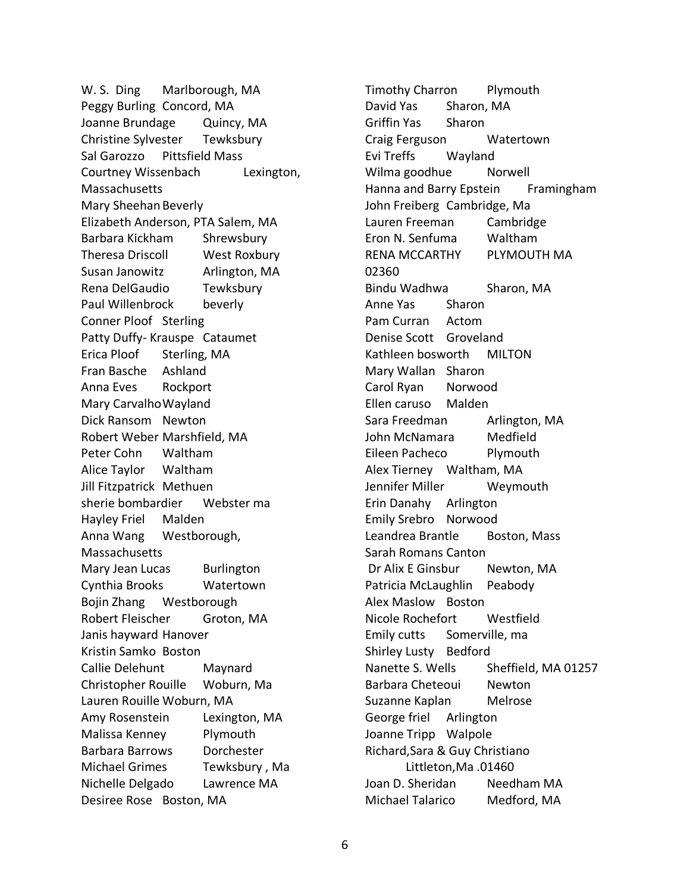W. S. Ding Marlborough, MA
Peggy Burling Concord, MA
Joanne Brundage Quincy, MA
Christine Sylvester Tewksbury
Sal Garozzo Pittsfield Mass
Courtney Wissenbach Lexington, Massachusetts
Mary Sheehan Beverly
Elizabeth Anderson, PTA Salem, MA
Barbara Kickham Shrewsbury
Theresa Driscoll West Roxbury
Susan Janowitz Arlington, MA
Rena DelGaudio Tewksbury
Paul Willenbrock beverly
Conner Ploof Sterling
Patty Duffy- Krauspe Cataumet
Erica Ploof Sterling, MA
Fran Basche Ashland
Anna Eves Rockport
Mary Carvalho Wayland
Dick Ransom Newton
Robert Weber Marshfield, MA
Peter Cohn Waltham
Alice Taylor Waltham
Jill Fitzpatrick Methuen
sherie bombardier Webster ma
Hayley Friel Malden
Anna Wang Westborough, Massachusetts
Mary Jean Lucas Burlington
Cynthia Brooks Watertown
Bojin Zhang Westborough
Robert Fleischer Groton, MA
Janis hayward Hanover
Kristin Samko Boston
Callie Delehunt Maynard
Christopher Rouille Woburn, Ma
Lauren Rouille Woburn, MA
Amy Rosenstein Lexington, MA
Malissa Kenney Plymouth
Barbara Barrows Dorchester
Michael Grimes Tewksbury , Ma
Nichelle Delgado Lawrence MA
Desiree Rose Boston, MA
Timothy Charron Plymouth
David Yas Sharon, MA
Griffin Yas Sharon
Craig Ferguson Watertown
Evi Treffs Wayland
Wilma goodhue Norwell
Hanna and Barry Epstein Framingham
John Freiberg Cambridge, Ma
Lauren Freeman Cambridge
Eron N. Senfuma Waltham
RENA MCCARTHY PLYMOUTH MA 02360
Bindu Wadhwa Sharon, MA
Anne Yas Sharon
Pam Curran Actom
Denise Scott Groveland
Kathleen bosworth MILTON
Mary Wallan Sharon
Carol Ryan Norwood
Ellen caruso Malden
Sara Freedman Arlington, MA
John McNamara Medfield
Eileen Pacheco Plymouth
Alex Tierney Waltham, MA
Jennifer Miller Weymouth
Erin Danahy Arlington
Emily Srebro Norwood
Leandrea Brantle Boston, Mass
Sarah Romans Canton
Dr Alix E Ginsbur Newton, MA
Patricia McLaughlin Peabody
Alex Maslow Boston
Nicole Rochefort Westfield
Emily cutts Somerville, ma
Shirley Lusty Bedford
Nanette S. Wells Sheffield, MA 01257
Barbara Cheteoui Newton
Suzanne Kaplan Melrose
George friel Arlington
Joanne Tripp Walpole
Richard,Sara & Guy Christiano Littleton,Ma .01460
Joan D. Sheridan Needham MA
Michael Talarico Medford, MA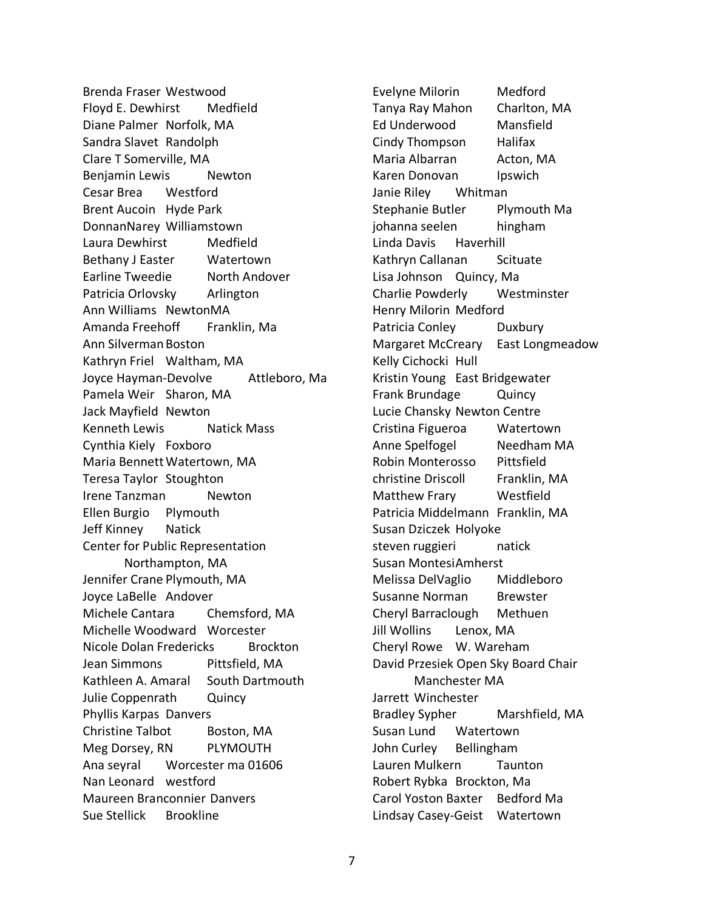Brenda Fraser Westwood
Floyd E. Dewhirst Medfield
Diane Palmer Norfolk, MA
Sandra Slavet Randolph
Clare T Somerville, MA
Benjamin Lewis Newton
Cesar Brea Westford
Brent Aucoin Hyde Park
DonnanNarey Williamstown
Laura Dewhirst Medfield
Bethany J Easter Watertown
Earline Tweedie North Andover
Patricia Orlovsky Arlington
Ann Williams NewtonMA
Amanda Freehoff Franklin, Ma
Ann Silverman Boston
Kathryn Friel Waltham, MA
Joyce Hayman-Devolve Attleboro, Ma
Pamela Weir Sharon, MA
Jack Mayfield Newton
Kenneth Lewis Natick Mass
Cynthia Kiely Foxboro
Maria Bennett Watertown, MA
Teresa Taylor Stoughton
Irene Tanzman Newton
Ellen Burgio Plymouth
Jeff Kinney Natick
Center for Public Representation
Northampton, MA
Jennifer Crane Plymouth, MA
Joyce LaBelle Andover
Michele Cantara Chemsford, MA
Michelle Woodward Worcester
Nicole Dolan Fredericks Brockton
Jean Simmons Pittsfield, MA
Kathleen A. Amaral South Dartmouth
Julie Coppenrath Quincy
Phyllis Karpas Danvers
Christine Talbot Boston, MA
Meg Dorsey, RN PLYMOUTH
Ana seyral Worcester ma 01606
Nan Leonard westford
Maureen Branconnier Danvers
Sue Stellick Brookline

Evelyne Milorin Medford
Tanya Ray Mahon Charlton, MA
Ed Underwood Mansfield
Cindy Thompson Halifax
Maria Albarran Acton, MA
Karen Donovan Ipswich
Janie Riley Whitman
Stephanie Butler Plymouth Ma
johanna seelen hingham
Linda Davis Haverhill
Kathryn Callanan Scituate
Lisa Johnson Quincy, Ma
Charlie Powderly Westminster
Henry Milorin Medford
Patricia Conley Duxbury
Margaret McCreary East Longmeadow
Kelly Cichocki Hull
Kristin Young East Bridgewater
Frank Brundage Quincy
Lucie Chansky Newton Centre
Cristina Figueroa Watertown
Anne Spelfogel Needham MA
Robin Monterosso Pittsfield
christine Driscoll Franklin, MA
Matthew Frary Westfield
Patricia Middelmann Franklin, MA
Susan Dziczek Holyoke
steven ruggieri natick
Susan Montesi Amherst
Melissa DelVaglio Middleboro
Susanne Norman Brewster
Cheryl Barraclough Methuen
Jill Wollins Lenox, MA
Cheryl Rowe W. Wareham
David Przesiek Open Sky Board Chair
Manchester MA
Jarrett Winchester
Bradley Sypher Marshfield, MA
Susan Lund Watertown
John Curley Bellingham
Lauren Mulkern Taunton
Robert Rybka Brockton, Ma
Carol Yoston Baxter Bedford Ma
Lindsay Casey-Geist Watertown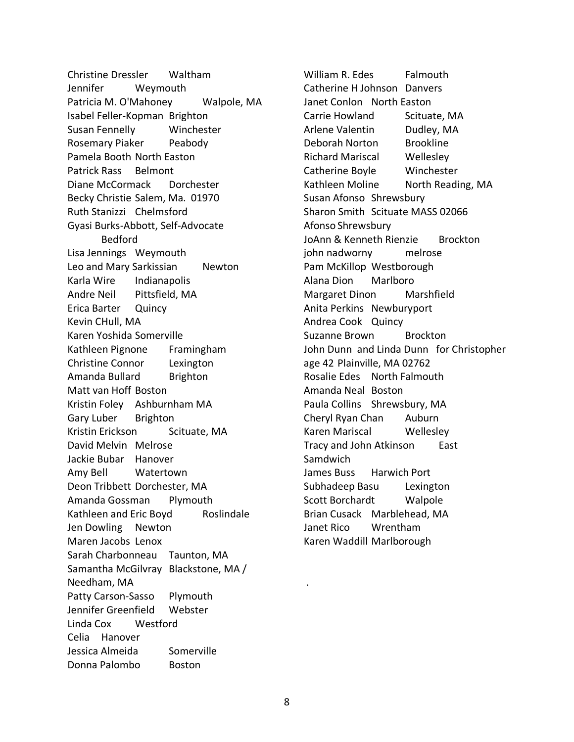Christine Dressler Waltham
Jennifer Weymouth
Patricia M. O'Mahoney Walpole, MA
Isabel Feller-Kopman Brighton
Susan Fennelly Winchester
Rosemary Piaker Peabody
Pamela Booth North Easton
Patrick Rass Belmont
Diane McCormack Dorchester
Becky Christie Salem, Ma. 01970
Ruth Stanizzi Chelmsford
Gyasi Burks-Abbott, Self-Advocate Bedford
Lisa Jennings Weymouth
Leo and Mary Sarkissian Newton
Karla Wire Indianapolis
Andre Neil Pittsfield, MA
Erica Barter Quincy
Kevin CHull, MA
Karen Yoshida Somerville
Kathleen Pignone Framingham
Christine Connor Lexington
Amanda Bullard Brighton
Matt van Hoff Boston
Kristin Foley Ashburnham MA
Gary Luber Brighton
Kristin Erickson Scituate, MA
David Melvin Melrose
Jackie Bubar Hanover
Amy Bell Watertown
Deon Tribbett Dorchester, MA
Amanda Gossman Plymouth
Kathleen and Eric Boyd Roslindale
Jen Dowling Newton
Maren Jacobs Lenox
Sarah Charbonneau Taunton, MA
Samantha McGilvray Blackstone, MA / Needham, MA
Patty Carson-Sasso Plymouth
Jennifer Greenfield Webster
Linda Cox Westford
Celia Hanover
Jessica Almeida Somerville
Donna Palombo Boston

William R. Edes Falmouth
Catherine H Johnson Danvers
Janet Conlon North Easton
Carrie Howland Scituate, MA
Arlene Valentin Dudley, MA
Deborah Norton Brookline
Richard Mariscal Wellesley
Catherine Boyle Winchester
Kathleen Moline North Reading, MA
Susan Afonso Shrewsbury
Sharon Smith Scituate MASS 02066
Afonso Shrewsbury
JoAnn & Kenneth Rienzie Brockton
john nadworny melrose
Pam McKillop Westborough
Alana Dion Marlboro
Margaret Dinon Marshfield
Anita Perkins Newburyport
Andrea Cook Quincy
Suzanne Brown Brockton
John Dunn and Linda Dunn for Christopher age 42 Plainville, MA 02762
Rosalie Edes North Falmouth
Amanda Neal Boston
Paula Collins Shrewsbury, MA
Cheryl Ryan Chan Auburn
Karen Mariscal Wellesley
Tracy and John Atkinson East Samdwich
James Buss Harwich Port
Subhadeep Basu Lexington
Scott Borchardt Walpole
Brian Cusack Marblehead, MA
Janet Rico Wrentham
Karen Waddill Marlborough